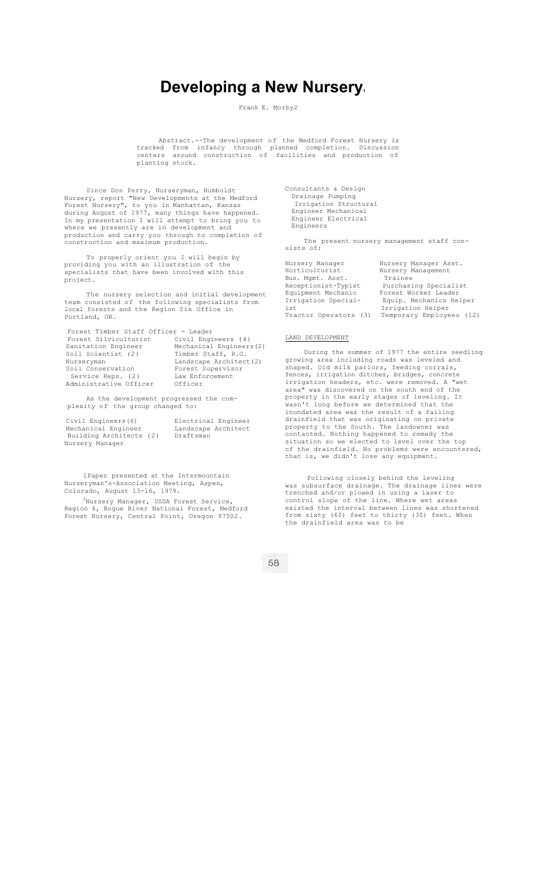# Developing a New Nursery[1]

Frank E. Morby[2]

Abstract.--The development of the Medford Forest Nursery is tracked from infancy through planned completion. Discussion centers around construction of facilities and production of planting stock.

Since Don Perry, Nurseryman, Humboldt Nursery, report "New Developments at the Medford Forest Nursery", to you in Manhattan, Kansas during August of 1977, many things have happened. In my presentation I will attempt to bring you to where we presently are in development and production and carry you through to completion of construction and maximum production.

To properly orient you I will begin by providing you with an illustration of the specialists that have been involved with this project.

The nursery selection and initial development team consisted of the following specialists from local forests and the Region Six Office in Portland, OR.

| | |
|---|---|
| Forest Timber Staff Officer - Leader | |
| Forest Silviculturist | Civil Engineers (4) |
| Sanitation Engineer | Mechanical Engineers (2) |
| Soil Scientist (2) | Timber Staff, R.O. |
| Nurseryman | Landscape Architect (2) |
| Soil Conservation Service Reps. (2) | Forest Supervisor |
| Administrative Officer | Law Enforcement Officer |

As the development progressed the complexity of the group changed to:

| | |
|---|---|
| Civil Engineers (6) | Electrical Engineer |
| Mechanical Engineer | Landscape Architect |
| Building Architects (2) | Draftsman |
| Nursery Manager | |

Consultants & Design
- Drainage Pumping
- Irrigation Structural Engineer Mechanical Engineer Electrical Engineers

The present nursery management staff consists of:

| | |
|---|---|
| Nursery Manager | Nursery Manager Asst. |
| Horticulturist | Nursery Management |
| Bus. Mgmt. Asst. | Trainee |
| Receptionist-Typist | Purchasing Specialist |
| Equipment Mechanic | Forest Worker Leader |
| Irrigation Specialist | Equip. Mechanics Helper |
| | Irrigation Helper |
| Tractor Operators (3) | Temporary Employees (12) |

## LAND DEVELOPMENT

During the summer of 1977 the entire seedling growing area including roads was leveled and shaped. Old milk parlors, feeding corrals, fences, irrigation ditches, bridges, concrete irrigation headers, etc. were removed. A "wet area" was discovered on the south end of the property in the early stages of leveling. It wasn't long before we determined that the inundated area was the result of a failing drainfield that was originating on private property to the South. The landowner was contacted. Nothing happened to remedy the situation so we elected to level over the top of the drainfield. No problems were encountered, that is, we didn't lose any equipment.

Following closely behind the leveling was subsurface drainage. The drainage lines were trenched and/or plowed in using a laser to control slope of the line. Where wet areas existed the interval between lines was shortened from sixty (60) feet to thirty (30) feet. When the drainfield area was to be

---

[1] Paper presented at the Intermountain Nurseryman's-Association Meeting, Aspen, Colorado, August 13-16, 1979.

[2] Nursery Manager, USDA Forest Service, Region 6, Rogue River National Forest, Medford Forest Nursery, Central Point, Oregon 97502.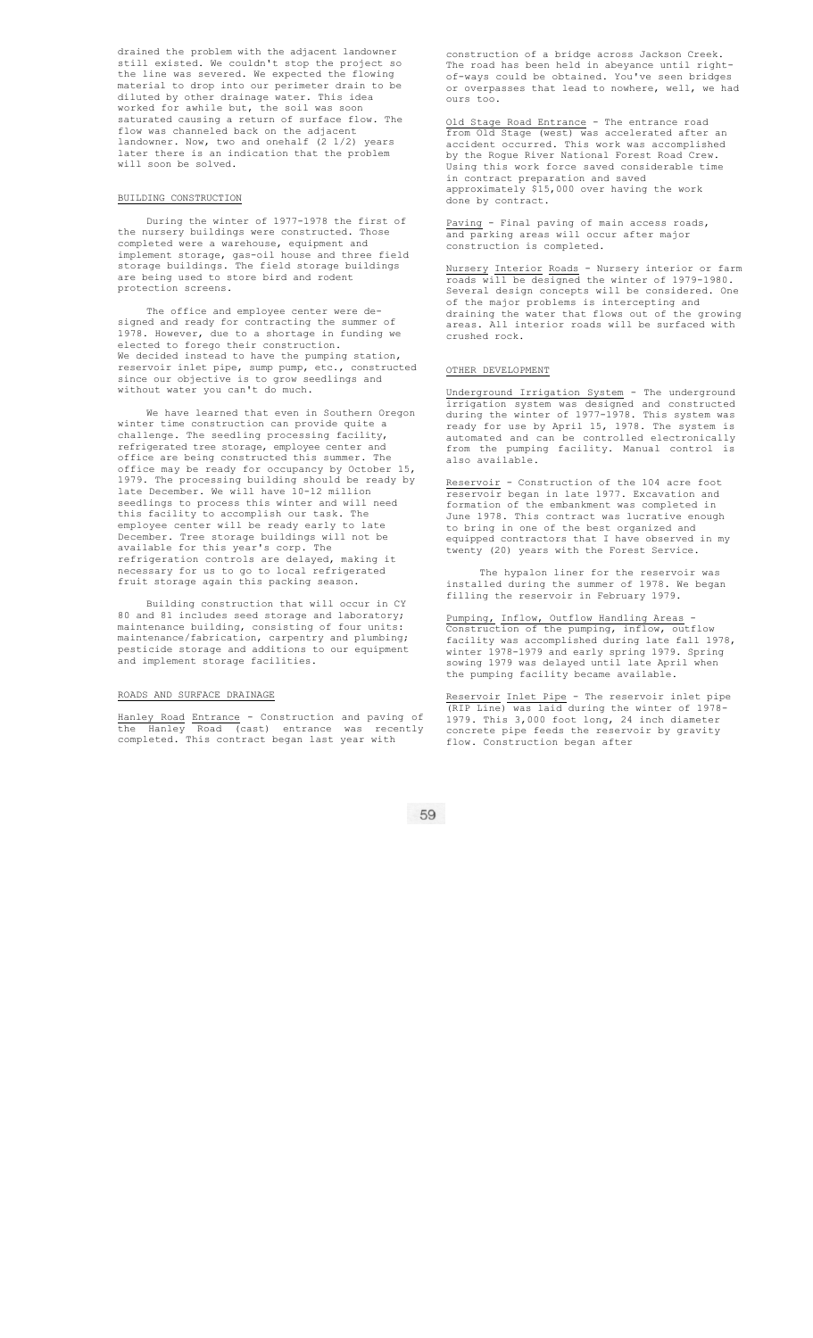drained the problem with the adjacent landowner still existed. We couldn't stop the project so the line was severed. We expected the flowing material to drop into our perimeter drain to be diluted by other drainage water. This idea worked for awhile but, the soil was soon saturated causing a return of surface flow. The flow was channeled back on the adjacent landowner. Now, two and onehalf (2 1/2) years later there is an indication that the problem will soon be solved.

## BUILDING CONSTRUCTION

During the winter of 1977-1978 the first of the nursery buildings were constructed. Those completed were a warehouse, equipment and implement storage, gas-oil house and three field storage buildings. The field storage buildings are being used to store bird and rodent protection screens.

The office and employee center were designed and ready for contracting the summer of 1978. However, due to a shortage in funding we elected to forego their construction. We decided instead to have the pumping station, reservoir inlet pipe, sump pump, etc., constructed since our objective is to grow seedlings and without water you can't do much.

We have learned that even in Southern Oregon winter time construction can provide quite a challenge. The seedling processing facility, refrigerated tree storage, employee center and office are being constructed this summer. The office may be ready for occupancy by October 15, 1979. The processing building should be ready by late December. We will have 10-12 million seedlings to process this winter and will need this facility to accomplish our task. The employee center will be ready early to late December. Tree storage buildings will not be available for this year's corp. The refrigeration controls are delayed, making it necessary for us to go to local refrigerated fruit storage again this packing season.

Building construction that will occur in CY 80 and 81 includes seed storage and laboratory; maintenance building, consisting of four units: maintenance/fabrication, carpentry and plumbing; pesticide storage and additions to our equipment and implement storage facilities.

## ROADS AND SURFACE DRAINAGE

Hanley Road Entrance - Construction and paving of the Hanley Road (east) entrance was recently completed. This contract began last year with construction of a bridge across Jackson Creek. The road has been held in abeyance until right-of-ways could be obtained. You've seen bridges or overpasses that lead to nowhere, well, we had ours too.

Old Stage Road Entrance - The entrance road from Old Stage (west) was accelerated after an accident occurred. This work was accomplished by the Rogue River National Forest Road Crew. Using this work force saved considerable time in contract preparation and saved approximately $15,000 over having the work done by contract.

Paving - Final paving of main access roads, and parking areas will occur after major construction is completed.

Nursery Interior Roads - Nursery interior or farm roads will be designed the winter of 1979-1980. Several design concepts will be considered. One of the major problems is intercepting and draining the water that flows out of the growing areas. All interior roads will be surfaced with crushed rock.

## OTHER DEVELOPMENT

Underground Irrigation System - The underground irrigation system was designed and constructed during the winter of 1977-1978. This system was ready for use by April 15, 1978. The system is automated and can be controlled electronically from the pumping facility. Manual control is also available.

Reservoir - Construction of the 104 acre foot reservoir began in late 1977. Excavation and formation of the embankment was completed in June 1978. This contract was lucrative enough to bring in one of the best organized and equipped contractors that I have observed in my twenty (20) years with the Forest Service.

The hypalon liner for the reservoir was installed during the summer of 1978. We began filling the reservoir in February 1979.

Pumping, Inflow, Outflow Handling Areas - Construction of the pumping, inflow, outflow facility was accomplished during late fall 1978, winter 1978-1979 and early spring 1979. Spring sowing 1979 was delayed until late April when the pumping facility became available.

Reservoir Inlet Pipe - The reservoir inlet pipe (RIP Line) was laid during the winter of 1978-1979. This 3,000 foot long, 24 inch diameter concrete pipe feeds the reservoir by gravity flow. Construction began after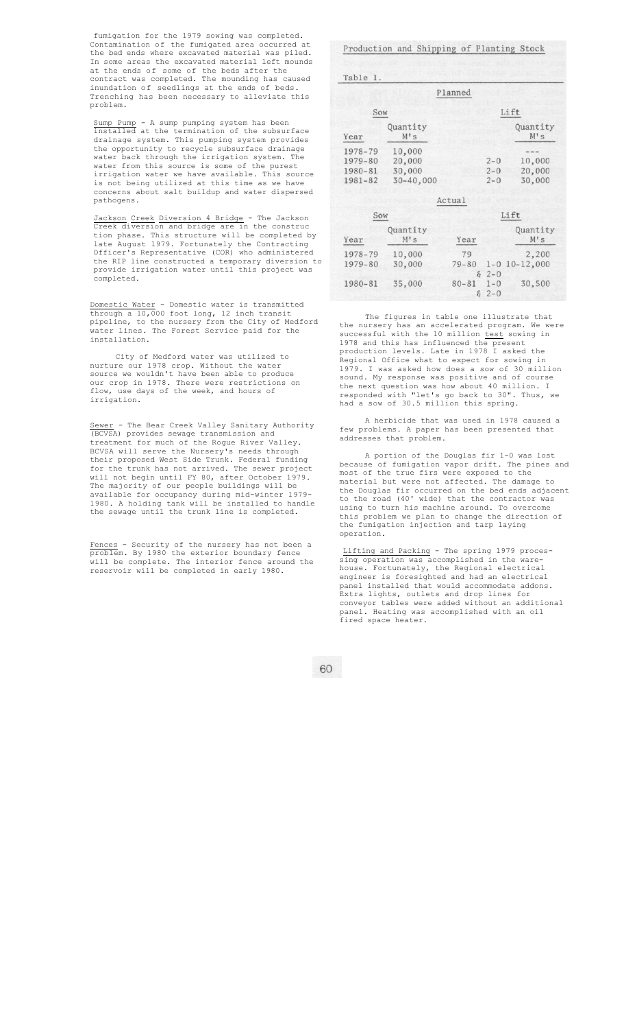fumigation for the 1979 sowing was completed. Contamination of the fumigated area occurred at the bed ends where excavated material was piled. In some areas the excavated material left mounds at the ends of some of the beds after the contract was completed. The mounding has caused inundation of seedlings at the ends of beds. Trenching has been necessary to alleviate this problem.

Sump Pump - A sump pumping system has been installed at the termination of the subsurface drainage system. This pumping system provides the opportunity to recycle subsurface drainage water back through the irrigation system. The water from this source is some of the purest irrigation water we have available. This source is not being utilized at this time as we have concerns about salt buildup and water dispersed pathogens.

Jackson Creek Diversion 4 Bridge - The Jackson Creek diversion and bridge are in the construction phase. This structure will be completed by late August 1979. Fortunately the Contracting Officer's Representative (COR) who administered the RIP line constructed a temporary diversion to provide irrigation water until this project was completed.

Domestic Water - Domestic water is transmitted through a 10,000 foot long, 12 inch transit pipeline, to the nursery from the City of Medford water lines. The Forest Service paid for the installation.

City of Medford water was utilized to nurture our 1978 crop. Without the water source we wouldn't have been able to produce our crop in 1978. There were restrictions on flow, use days of the week, and hours of irrigation.

Sewer - The Bear Creek Valley Sanitary Authority (BCVSA) provides sewage transmission and treatment for much of the Rogue River Valley. BCVSA will serve the Nursery's needs through their proposed West Side Trunk. Federal funding for the trunk has not arrived. The sewer project will not begin until FY 80, after October 1979. The majority of our people buildings will be available for occupancy during mid-winter 1979-1980. A holding tank will be installed to handle the sewage until the trunk line is completed.

Fences - Security of the nursery has not been a problem. By 1980 the exterior boundary fence will be complete. The interior fence around the reservoir will be completed in early 1980.

Production and Shipping of Planting Stock

Table 1.

Planned

| Sow Year | Quantity M's | Lift | Quantity M's |
|---|---|---|---|
| 1978-79 | 10,000 | | --- |
| 1979-80 | 20,000 | 2-0 | 10,000 |
| 1980-81 | 30,000 | 2-0 | 20,000 |
| 1981-82 | 30-40,000 | 2-0 | 30,000 |

Actual

| Sow Year | Quantity M's | Lift Year | | Quantity M's |
|---|---|---|---|---|
| 1978-79 | 10,000 | 79 | | 2,200 |
| 1979-80 | 30,000 | 79-80 | 1-0 & 2-0 | 10-12,000 |
| 1980-81 | 35,000 | 80-81 | 1-0 & 2-0 | 30,500 |

The figures in table one illustrate that the nursery has an accelerated program. We were successful with the 10 million test sowing in 1978 and this has influenced the present production levels. Late in 1978 I asked the Regional Office what to expect for sowing in 1979. I was asked how does a sow of 30 million sound. My response was positive and of course the next question was how about 40 million. I responded with "let's go back to 30". Thus, we had a sow of 30.5 million this spring.

A herbicide that was used in 1978 caused a few problems. A paper has been presented that addresses that problem.

A portion of the Douglas fir 1-0 was lost because of fumigation vapor drift. The pines and most of the true firs were exposed to the material but were not affected. The damage to the Douglas fir occurred on the bed ends adjacent to the road (40' wide) that the contractor was using to turn his machine around. To overcome this problem we plan to change the direction of the fumigation injection and tarp laying operation.

Lifting and Packing - The spring 1979 processing operation was accomplished in the warehouse. Fortunately, the Regional electrical engineer is foresighted and had an electrical panel installed that would accommodate addons. Extra lights, outlets and drop lines for conveyor tables were added without an additional panel. Heating was accomplished with an oil fired space heater.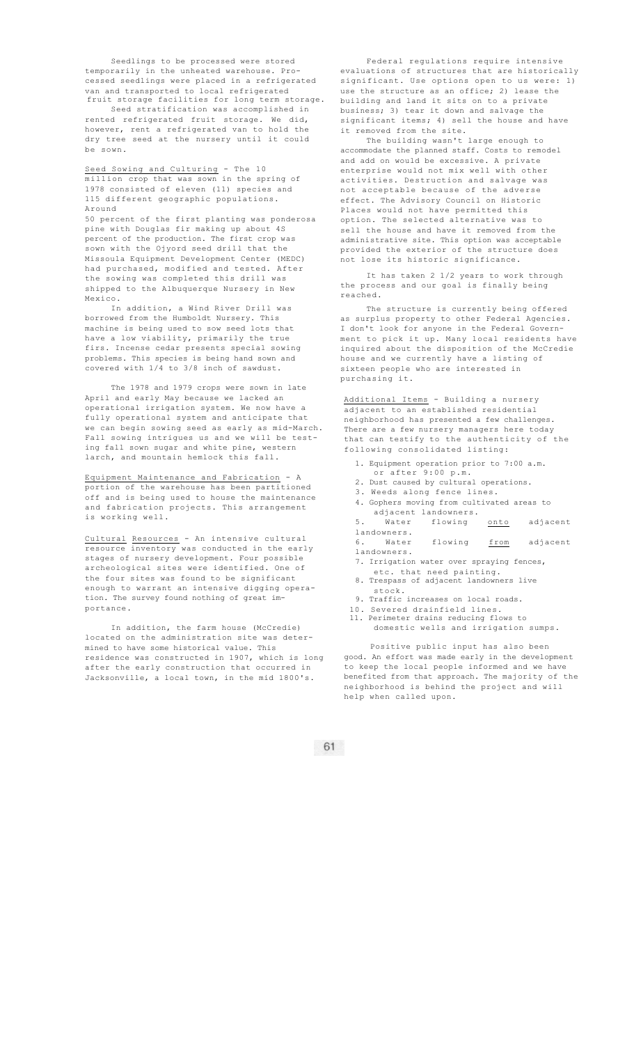Seedlings to be processed were stored temporarily in the unheated warehouse. Processed seedlings were placed in a refrigerated van and transported to local refrigerated fruit storage facilities for long term storage.

Seed stratification was accomplished in rented refrigerated fruit storage. We did, however, rent a refrigerated van to hold the dry tree seed at the nursery until it could be sown.

Seed Sowing and Culturing - The 10 million crop that was sown in the spring of 1978 consisted of eleven (11) species and 115 different geographic populations. Around 50 percent of the first planting was ponderosa pine with Douglas fir making up about 4S percent of the production. The first crop was sown with the Ojyord seed drill that the Missoula Equipment Development Center (MEDC) had purchased, modified and tested. After the sowing was completed this drill was shipped to the Albuquerque Nursery in New Mexico.

In addition, a Wind River Drill was borrowed from the Humboldt Nursery. This machine is being used to sow seed lots that have a low viability, primarily the true firs. Incense cedar presents special sowing problems. This species is being hand sown and covered with 1/4 to 3/8 inch of sawdust.

The 1978 and 1979 crops were sown in late April and early May because we lacked an operational irrigation system. We now have a fully operational system and anticipate that we can begin sowing seed as early as mid-March. Fall sowing intrigues us and we will be testing fall sown sugar and white pine, western larch, and mountain hemlock this fall.

Equipment Maintenance and Fabrication - A portion of the warehouse has been partitioned off and is being used to house the maintenance and fabrication projects. This arrangement is working well.

Cultural Resources - An intensive cultural resource inventory was conducted in the early stages of nursery development. Four possible archeological sites were identified. One of the four sites was found to be significant enough to warrant an intensive digging operation. The survey found nothing of great importance.

In addition, the farm house (McCredie) located on the administration site was determined to have some historical value. This residence was constructed in 1907, which is long after the early construction that occurred in Jacksonville, a local town, in the mid 1800's.

Federal regulations require intensive evaluations of structures that are historically significant. Use options open to us were: 1) use the structure as an office; 2) lease the building and land it sits on to a private business; 3) tear it down and salvage the significant items; 4) sell the house and have it removed from the site.

The building wasn't large enough to accommodate the planned staff. Costs to remodel and add on would be excessive. A private enterprise would not mix well with other activities. Destruction and salvage was not acceptable because of the adverse effect. The Advisory Council on Historic Places would not have permitted this option. The selected alternative was to sell the house and have it removed from the administrative site. This option was acceptable provided the exterior of the structure does not lose its historic significance.

It has taken 2 1/2 years to work through the process and our goal is finally being reached.

The structure is currently being offered as surplus property to other Federal Agencies. I don't look for anyone in the Federal Government to pick it up. Many local residents have inquired about the disposition of the McCredie house and we currently have a listing of sixteen people who are interested in purchasing it.

Additional Items - Building a nursery adjacent to an established residential neighborhood has presented a few challenges. There are a few nursery managers here today that can testify to the authenticity of the following consolidated listing:

1. Equipment operation prior to 7:00 a.m. or after 9:00 p.m.
2. Dust caused by cultural operations.
3. Weeds along fence lines.
4. Gophers moving from cultivated areas to adjacent landowners.
5. Water flowing onto adjacent landowners.
6. Water flowing from adjacent landowners.
7. Irrigation water over spraying fences, etc. that need painting.
8. Trespass of adjacent landowners live stock.
9. Traffic increases on local roads.
10. Severed drainfield lines.
11. Perimeter drains reducing flows to domestic wells and irrigation sumps.

Positive public input has also been good. An effort was made early in the development to keep the local people informed and we have benefited from that approach. The majority of the neighborhood is behind the project and will help when called upon.